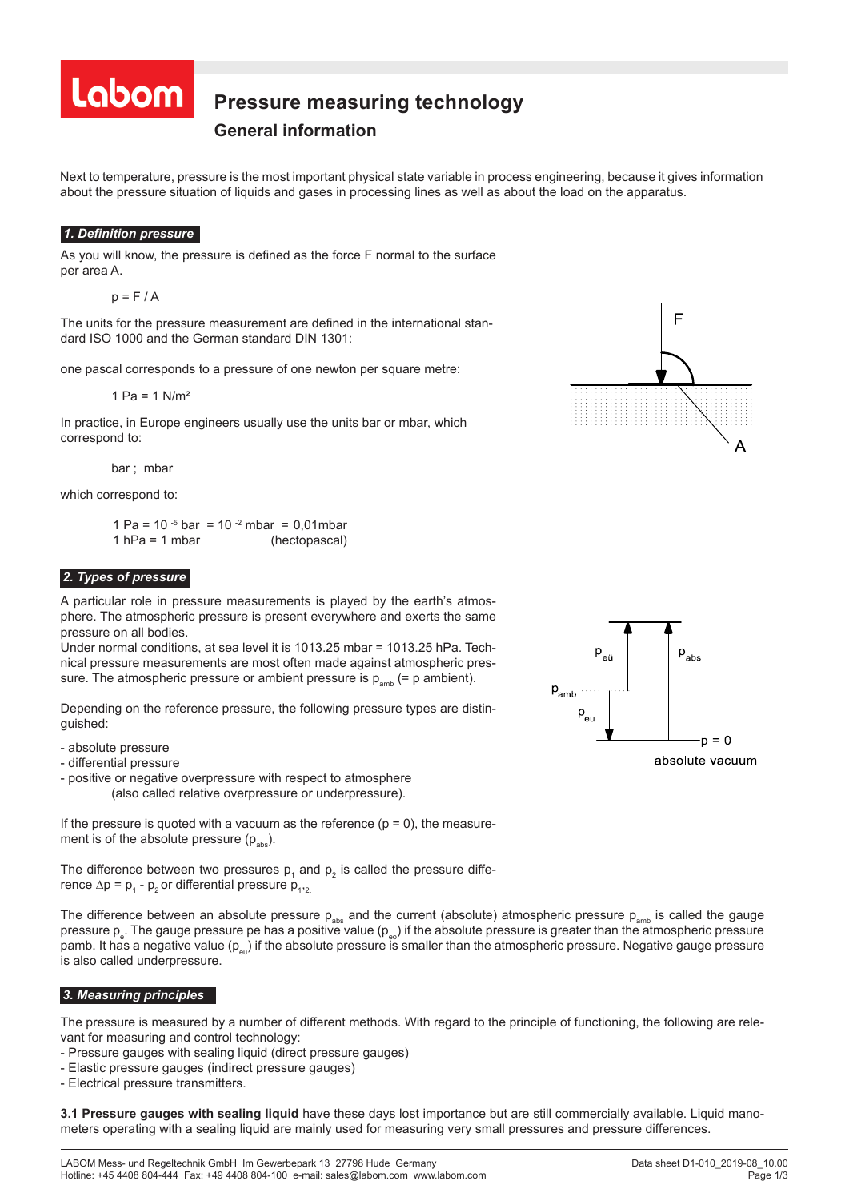# Pressure measuring technology

## General information

Next to temperature, pressure is the most important physical state variable in process engineering, because it gives information about the pressure situation of liquids and gases in processing lines as well as about the load on the apparatus.

### 1. Definition pressure

As you will know, the pressure is defined as the force F normal to the surface per area A.

$$p = F / A$$

The units for the pressure measurement are defined in the international standard ISO 1000 and the German standard DIN 1301:

one pascal corresponds to a pressure of one newton per square metre:

$$1 \text{ Pa} = 1 \text{ N/m}^2$$

In practice, in Europe engineers usually use the units bar or mbar, which correspond to:

bar ; mbar

which correspond to:

$$1 \text{ Pa} = 10^{-5} \text{ bar} = 10^{-2} \text{ mbar} = 0{,}01 \text{mbar}$$
$$1 \text{ hPa} = 1 \text{ mbar} \quad \text{(hectopascal)}$$

### 2. Types of pressure

A particular role in pressure measurements is played by the earth's atmosphere. The atmospheric pressure is present everywhere and exerts the same pressure on all bodies.
Under normal conditions, at sea level it is 1013.25 mbar = 1013.25 hPa. Technical pressure measurements are most often made against atmospheric pressure. The atmospheric pressure or ambient pressure is $p_{amb}$ (= p ambient).

Depending on the reference pressure, the following pressure types are distinguished:

- absolute pressure
- differential pressure
- positive or negative overpressure with respect to atmosphere (also called relative overpressure or underpressure).

If the pressure is quoted with a vacuum as the reference (p = 0), the measurement is of the absolute pressure ($p_{abs}$).

The difference between two pressures $p_1$ and $p_2$ is called the pressure difference $\Delta p = p_1 - p_2$ or differential pressure $p_{1,2}$.

The difference between an absolute pressure $p_{abs}$ and the current (absolute) atmospheric pressure $p_{amb}$ is called the gauge pressure $p_e$. The gauge pressure pe has a positive value ($p_{eo}$) if the absolute pressure is greater than the atmospheric pressure pamb. It has a negative value ($p_{eu}$) if the absolute pressure is smaller than the atmospheric pressure. Negative gauge pressure is also called underpressure.

### 3. Measuring principles

The pressure is measured by a number of different methods. With regard to the principle of functioning, the following are relevant for measuring and control technology:

- Pressure gauges with sealing liquid (direct pressure gauges)
- Elastic pressure gauges (indirect pressure gauges)
- Electrical pressure transmitters.

**3.1 Pressure gauges with sealing liquid** have these days lost importance but are still commercially available. Liquid manometers operating with a sealing liquid are mainly used for measuring very small pressures and pressure differences.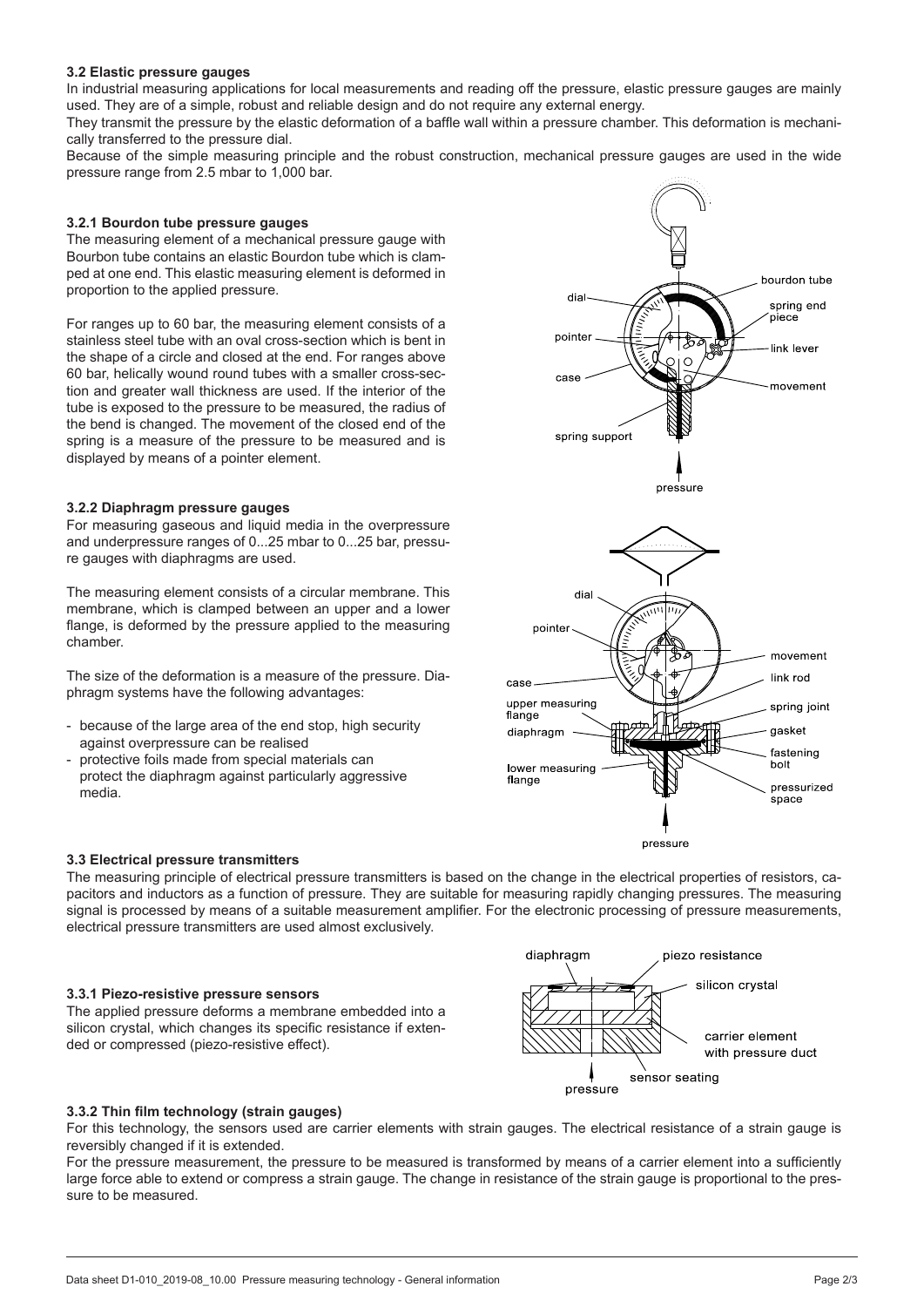### 3.2 Elastic pressure gauges

In industrial measuring applications for local measurements and reading off the pressure, elastic pressure gauges are mainly used. They are of a simple, robust and reliable design and do not require any external energy.

They transmit the pressure by the elastic deformation of a baffle wall within a pressure chamber. This deformation is mechanically transferred to the pressure dial.

Because of the simple measuring principle and the robust construction, mechanical pressure gauges are used in the wide pressure range from 2.5 mbar to 1,000 bar.

#### 3.2.1 Bourdon tube pressure gauges

The measuring element of a mechanical pressure gauge with Bourbon tube contains an elastic Bourdon tube which is clamped at one end. This elastic measuring element is deformed in proportion to the applied pressure.

For ranges up to 60 bar, the measuring element consists of a stainless steel tube with an oval cross-section which is bent in the shape of a circle and closed at the end. For ranges above 60 bar, helically wound round tubes with a smaller cross-section and greater wall thickness are used. If the interior of the tube is exposed to the pressure to be measured, the radius of the bend is changed. The movement of the closed end of the spring is a measure of the pressure to be measured and is displayed by means of a pointer element.

#### 3.2.2 Diaphragm pressure gauges

For measuring gaseous and liquid media in the overpressure and underpressure ranges of 0...25 mbar to 0...25 bar, pressure gauges with diaphragms are used.

The measuring element consists of a circular membrane. This membrane, which is clamped between an upper and a lower flange, is deformed by the pressure applied to the measuring chamber.

The size of the deformation is a measure of the pressure. Diaphragm systems have the following advantages:

- because of the large area of the end stop, high security against overpressure can be realised
- protective foils made from special materials can protect the diaphragm against particularly aggressive media.

### 3.3 Electrical pressure transmitters

The measuring principle of electrical pressure transmitters is based on the change in the electrical properties of resistors, capacitors and inductors as a function of pressure. They are suitable for measuring rapidly changing pressures. The measuring signal is processed by means of a suitable measurement amplifier. For the electronic processing of pressure measurements, electrical pressure transmitters are used almost exclusively.

#### 3.3.1 Piezo-resistive pressure sensors

The applied pressure deforms a membrane embedded into a silicon crystal, which changes its specific resistance if extended or compressed (piezo-resistive effect).

#### 3.3.2 Thin film technology (strain gauges)

For this technology, the sensors used are carrier elements with strain gauges. The electrical resistance of a strain gauge is reversibly changed if it is extended.

For the pressure measurement, the pressure to be measured is transformed by means of a carrier element into a sufficiently large force able to extend or compress a strain gauge. The change in resistance of the strain gauge is proportional to the pressure to be measured.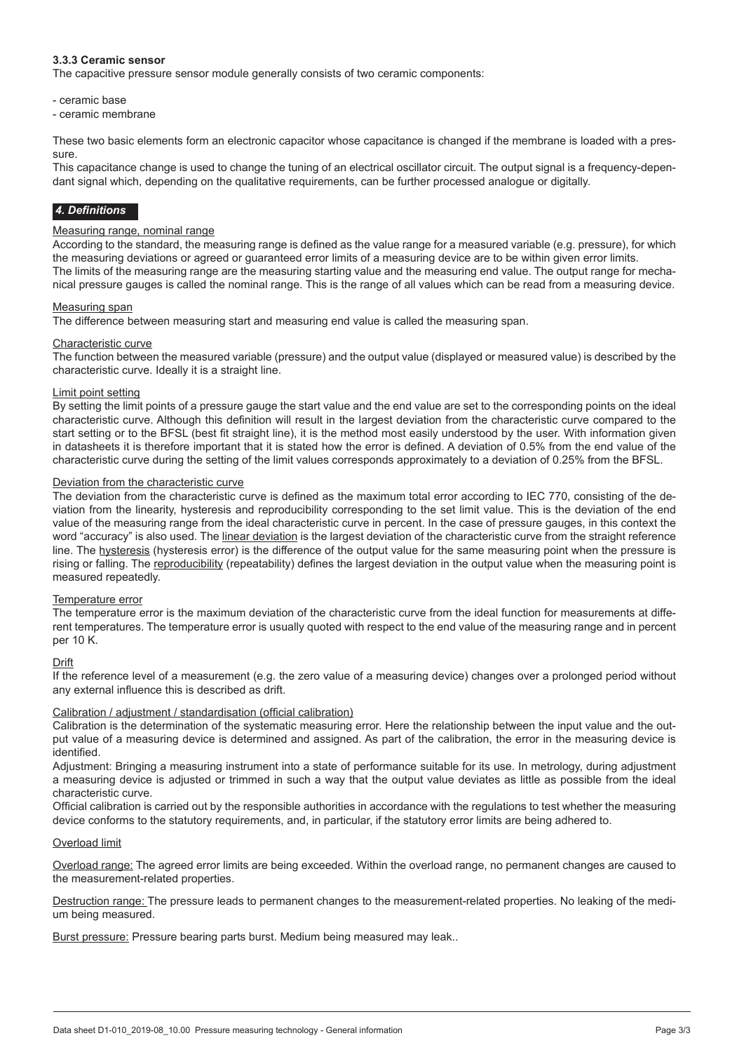### 3.3.3 Ceramic sensor

The capacitive pressure sensor module generally consists of two ceramic components:

- ceramic base
- ceramic membrane

These two basic elements form an electronic capacitor whose capacitance is changed if the membrane is loaded with a pressure.

This capacitance change is used to change the tuning of an electrical oscillator circuit. The output signal is a frequency-dependant signal which, depending on the qualitative requirements, can be further processed analogue or digitally.

## 4. Definitions

Measuring range, nominal range

According to the standard, the measuring range is defined as the value range for a measured variable (e.g. pressure), for which the measuring deviations or agreed or guaranteed error limits of a measuring device are to be within given error limits.
The limits of the measuring range are the measuring starting value and the measuring end value. The output range for mechanical pressure gauges is called the nominal range. This is the range of all values which can be read from a measuring device.

Measuring span

The difference between measuring start and measuring end value is called the measuring span.

Characteristic curve

The function between the measured variable (pressure) and the output value (displayed or measured value) is described by the characteristic curve. Ideally it is a straight line.

Limit point setting

By setting the limit points of a pressure gauge the start value and the end value are set to the corresponding points on the ideal characteristic curve. Although this definition will result in the largest deviation from the characteristic curve compared to the start setting or to the BFSL (best fit straight line), it is the method most easily understood by the user. With information given in datasheets it is therefore important that it is stated how the error is defined. A deviation of 0.5% from the end value of the characteristic curve during the setting of the limit values corresponds approximately to a deviation of 0.25% from the BFSL.

Deviation from the characteristic curve

The deviation from the characteristic curve is defined as the maximum total error according to IEC 770, consisting of the deviation from the linearity, hysteresis and reproducibility corresponding to the set limit value. This is the deviation of the end value of the measuring range from the ideal characteristic curve in percent. In the case of pressure gauges, in this context the word "accuracy" is also used. The linear deviation is the largest deviation of the characteristic curve from the straight reference line. The hysteresis (hysteresis error) is the difference of the output value for the same measuring point when the pressure is rising or falling. The reproducibility (repeatability) defines the largest deviation in the output value when the measuring point is measured repeatedly.

Temperature error

The temperature error is the maximum deviation of the characteristic curve from the ideal function for measurements at different temperatures. The temperature error is usually quoted with respect to the end value of the measuring range and in percent per 10 K.

Drift

If the reference level of a measurement (e.g. the zero value of a measuring device) changes over a prolonged period without any external influence this is described as drift.

Calibration / adjustment / standardisation (official calibration)

Calibration is the determination of the systematic measuring error. Here the relationship between the input value and the output value of a measuring device is determined and assigned. As part of the calibration, the error in the measuring device is identified.

Adjustment: Bringing a measuring instrument into a state of performance suitable for its use. In metrology, during adjustment a measuring device is adjusted or trimmed in such a way that the output value deviates as little as possible from the ideal characteristic curve.

Official calibration is carried out by the responsible authorities in accordance with the regulations to test whether the measuring device conforms to the statutory requirements, and, in particular, if the statutory error limits are being adhered to.

Overload limit

Overload range: The agreed error limits are being exceeded. Within the overload range, no permanent changes are caused to the measurement-related properties.

Destruction range: The pressure leads to permanent changes to the measurement-related properties. No leaking of the medium being measured.

Burst pressure: Pressure bearing parts burst. Medium being measured may leak..